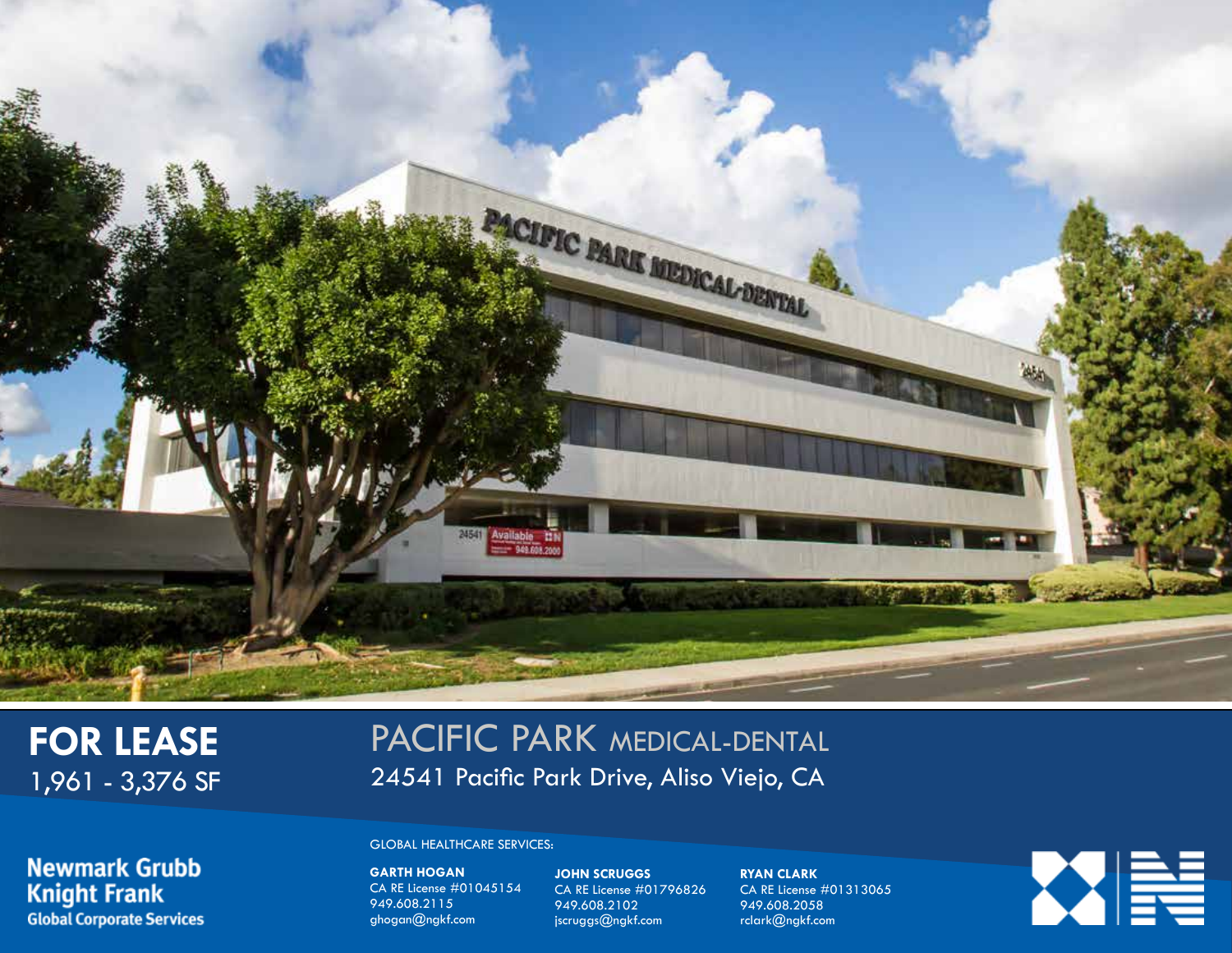# FOR LEASE

1,961 - 3,376 SF

# PACIFIC PARK MEDICAL-DENTAL

24541 Pacific Park Drive, Aliso Viejo, CA

**Newmark Grubb Knight Frank**
**Global Corporate Services**

GLOBAL HEALTHCARE SERVICES:

**GARTH HOGAN**
CA RE License #01045154
949.608.2115
ghogan@ngkf.com

**JOHN SCRUGGS**
CA RE License #01796826
949.608.2102
jscruggs@ngkf.com

**RYAN CLARK**
CA RE License #01313065
949.608.2058
rclark@ngkf.com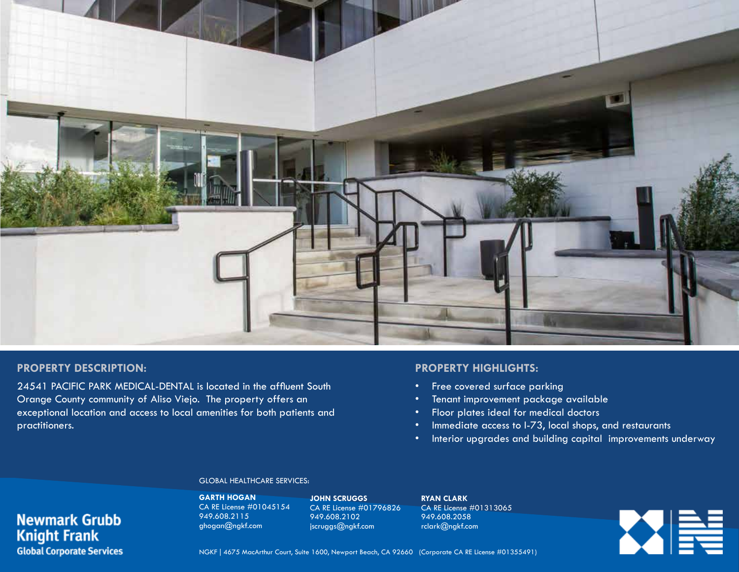## PROPERTY DESCRIPTION:

24541 PACIFIC PARK MEDICAL-DENTAL is located in the affluent South Orange County community of Aliso Viejo. The property offers an exceptional location and access to local amenities for both patients and practitioners.

## PROPERTY HIGHLIGHTS:

- Free covered surface parking
- Tenant improvement package available
- Floor plates ideal for medical doctors
- Immediate access to I-73, local shops, and restaurants
- Interior upgrades and building capital improvements underway

GLOBAL HEALTHCARE SERVICES:

**GARTH HOGAN**
CA RE License #01045154
949.608.2115
ghogan@ngkf.com

**JOHN SCRUGGS**
CA RE License #01796826
949.608.2102
jscruggs@ngkf.com

**RYAN CLARK**
CA RE License #01313065
949.608.2058
rclark@ngkf.com

**Newmark Grubb Knight Frank**
**Global Corporate Services**

NGKF | 4675 MacArthur Court, Suite 1600, Newport Beach, CA 92660 (Corporate CA RE License #01355491)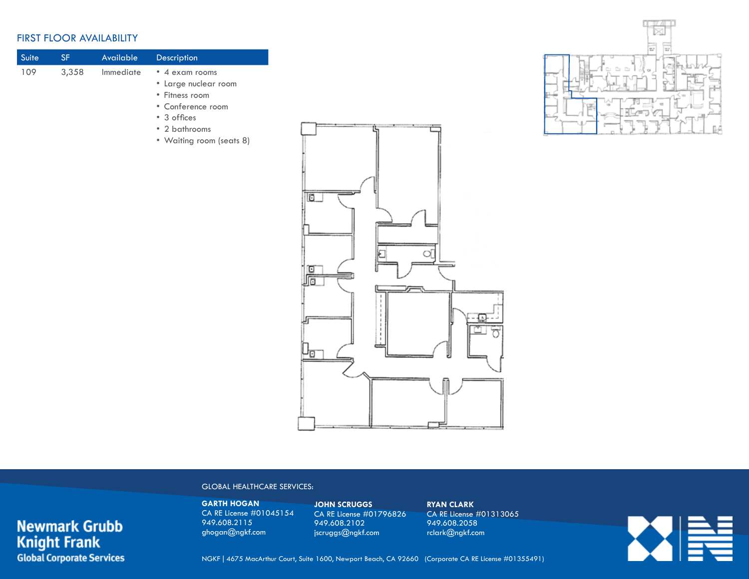## FIRST FLOOR AVAILABILITY

| Suite | SF | Available | Description |
|---|---|---|---|
| 109 | 3,358 | Immediate | • 4 exam rooms<br>• Large nuclear room<br>• Fitness room<br>• Conference room<br>• 3 offices<br>• 2 bathrooms<br>• Waiting room (seats 8) |

GLOBAL HEALTHCARE SERVICES:

**GARTH HOGAN**
CA RE License #01045154
949.608.2115
ghogan@ngkf.com

**JOHN SCRUGGS**
CA RE License #01796826
949.608.2102
jscruggs@ngkf.com

**RYAN CLARK**
CA RE License #01313065
949.608.2058
rclark@ngkf.com

Newmark Grubb Knight Frank
Global Corporate Services

NGKF | 4675 MacArthur Court, Suite 1600, Newport Beach, CA 92660 (Corporate CA RE License #01355491)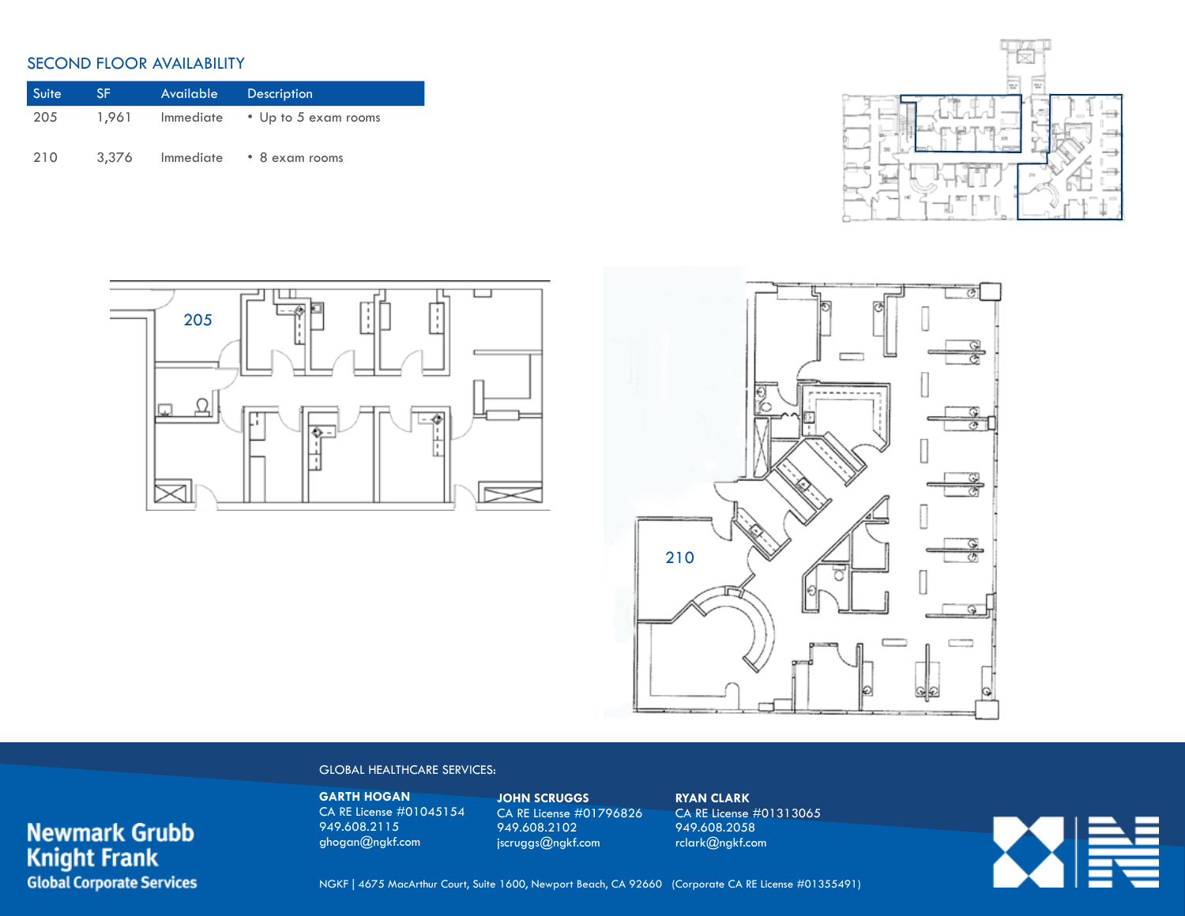## SECOND FLOOR AVAILABILITY

| Suite | SF | Available | Description |
|---|---|---|---|
| 205 | 1,961 | Immediate | • Up to 5 exam rooms |
| 210 | 3,376 | Immediate | • 8 exam rooms |

205

210

GLOBAL HEALTHCARE SERVICES:

**GARTH HOGAN**
CA RE License #01045154
949.608.2115
ghogan@ngkf.com

**JOHN SCRUGGS**
CA RE License #01796826
949.608.2102
jscruggs@ngkf.com

**RYAN CLARK**
CA RE License #01313065
949.608.2058
rclark@ngkf.com

NGKF | 4675 MacArthur Court, Suite 1600, Newport Beach, CA 92660 (Corporate CA RE License #01355491)

**Newmark Grubb Knight Frank**
**Global Corporate Services**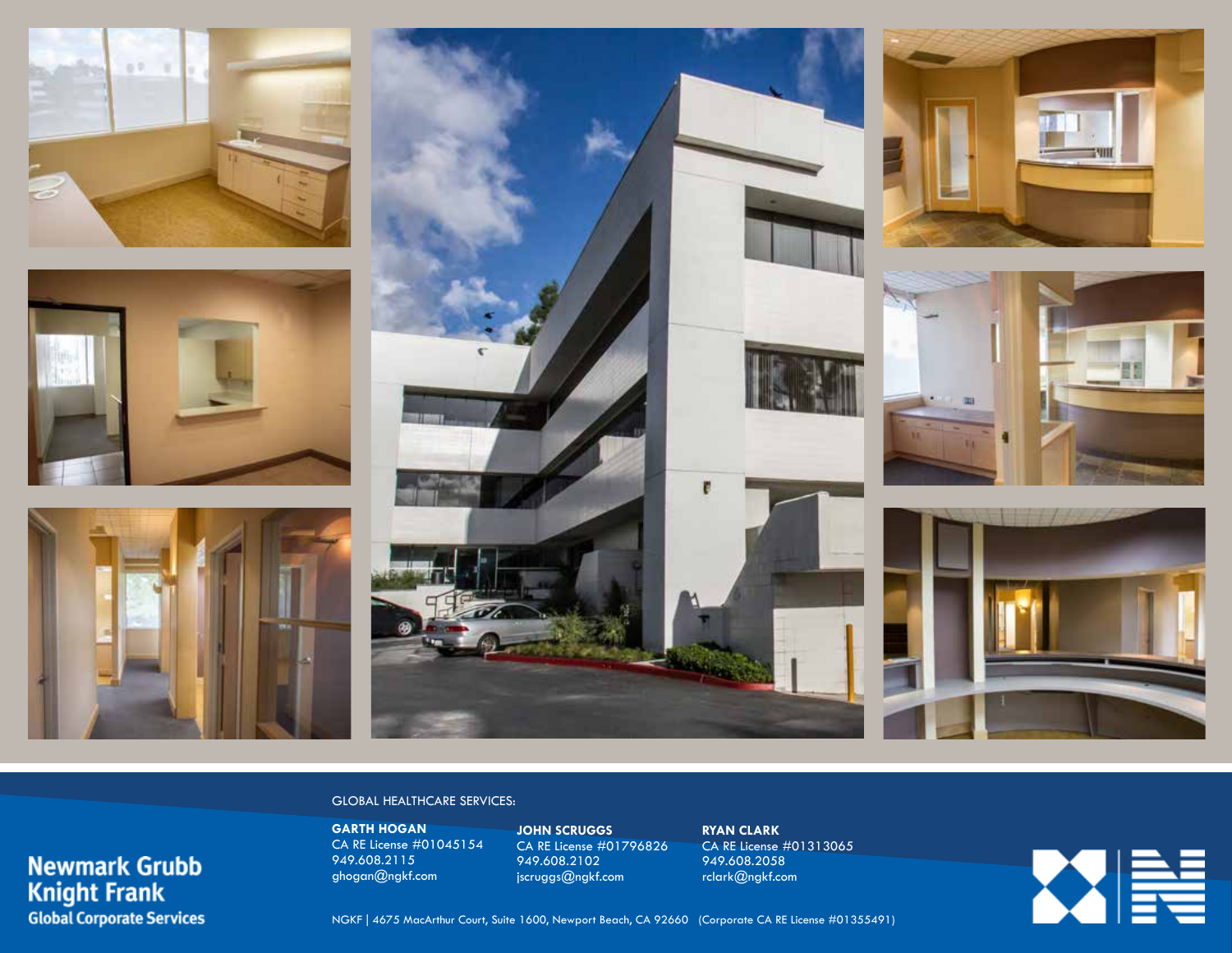GLOBAL HEALTHCARE SERVICES:

**GARTH HOGAN**
CA RE License #01045154
949.608.2115
ghogan@ngkf.com

**JOHN SCRUGGS**
CA RE License #01796826
949.608.2102
jscruggs@ngkf.com

**RYAN CLARK**
CA RE License #01313065
949.608.2058
rclark@ngkf.com

**Newmark Grubb Knight Frank**
**Global Corporate Services**

NGKF | 4675 MacArthur Court, Suite 1600, Newport Beach, CA 92660 (Corporate CA RE License #01355491)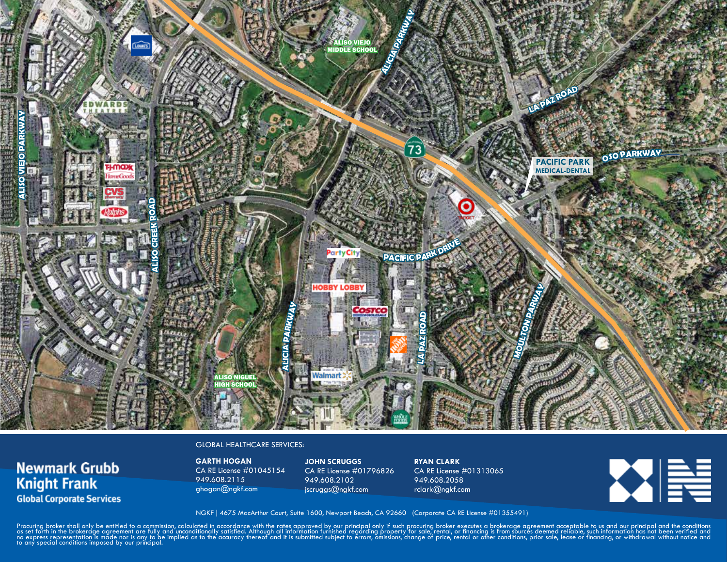ALISO VIEJO PARKWAY

EDWARDS THEATRES

T.J.maxx

HomeGoods

CVS pharmacy

Ralphs

ALISO CREEK ROAD

ALISO VIEJO MIDDLE SCHOOL

ALICIA PARKWAY

73

LA PAZ ROAD

PACIFIC PARK MEDICAL-DENTAL

OSO PARKWAY

TARGET

PACIFIC PARK DRIVE

PartyCity

HOBBY LOBBY

COSTCO WHOLESALE

THE HOME DEPOT

ALICIA PARKWAY

LA PAZ ROAD

MOULTON PARWAY

ALISO NIGUEL HIGH SCHOOL

Walmart

WHOLE FOODS MARKET

**Newmark Grubb Knight Frank**
**Global Corporate Services**

GLOBAL HEALTHCARE SERVICES:

**GARTH HOGAN**
CA RE License #01045154
949.608.2115
ghogan@ngkf.com

**JOHN SCRUGGS**
CA RE License #01796826
949.608.2102
jscruggs@ngkf.com

**RYAN CLARK**
CA RE License #01313065
949.608.2058
rclark@ngkf.com

NGKF | 4675 MacArthur Court, Suite 1600, Newport Beach, CA 92660 (Corporate CA RE License #01355491)

Procuring broker shall only be entitled to a commission, calculated in accordance with the rates approved by our principal only if such procuring broker executes a brokerage agreement acceptable to us and our principal and the conditions as set forth in the brokerage agreement are fully and unconditionally satisfied. Although all information furnished regarding property for sale, rental, or financing is from sources deemed reliable, such information has not been verified and no express representation is made nor is any to be implied as to the accuracy thereof and it is submitted subject to errors, omissions, change of price, rental or other conditions, prior sale, lease or financing, or withdrawal without notice and to any special conditions imposed by our principal.